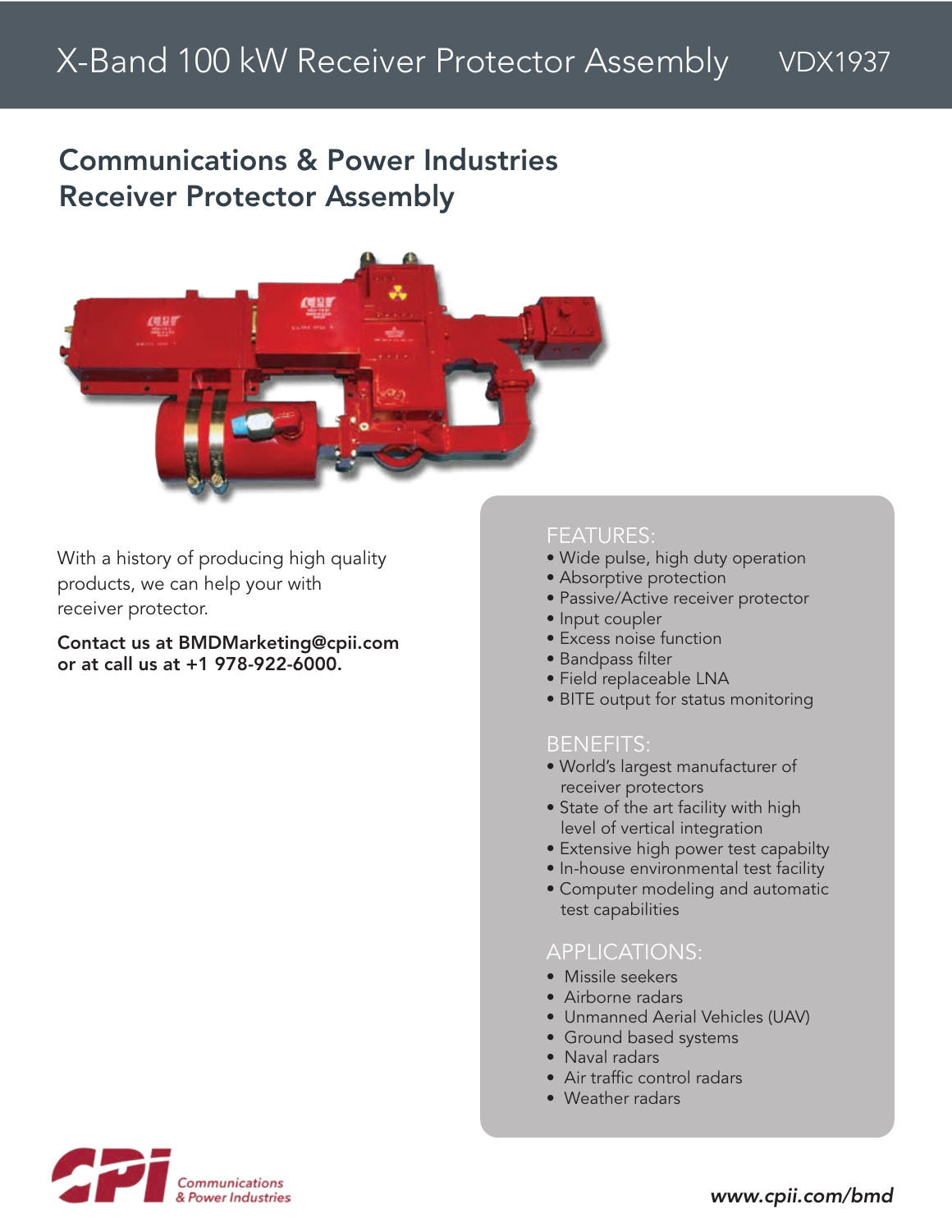# X-Band 100 kW Receiver Protector Assembly VDX1937

## Communications & Power Industries Receiver Protector Assembly

With a history of producing high quality products, we can help your with receiver protector.

**Contact us at BMDMarketing@cpii.com or at call us at +1 978-922-6000.**

### FEATURES:

- Wide pulse, high duty operation
- Absorptive protection
- Passive/Active receiver protector
- Input coupler
- Excess noise function
- Bandpass filter
- Field replaceable LNA
- BITE output for status monitoring

### BENEFITS:

- World's largest manufacturer of receiver protectors
- State of the art facility with high level of vertical integration
- Extensive high power test capabilty
- In-house environmental test facility
- Computer modeling and automatic test capabilities

### APPLICATIONS:

- Missile seekers
- Airborne radars
- Unmanned Aerial Vehicles (UAV)
- Ground based systems
- Naval radars
- Air traffic control radars
- Weather radars

Communications & Power Industries

www.cpii.com/bmd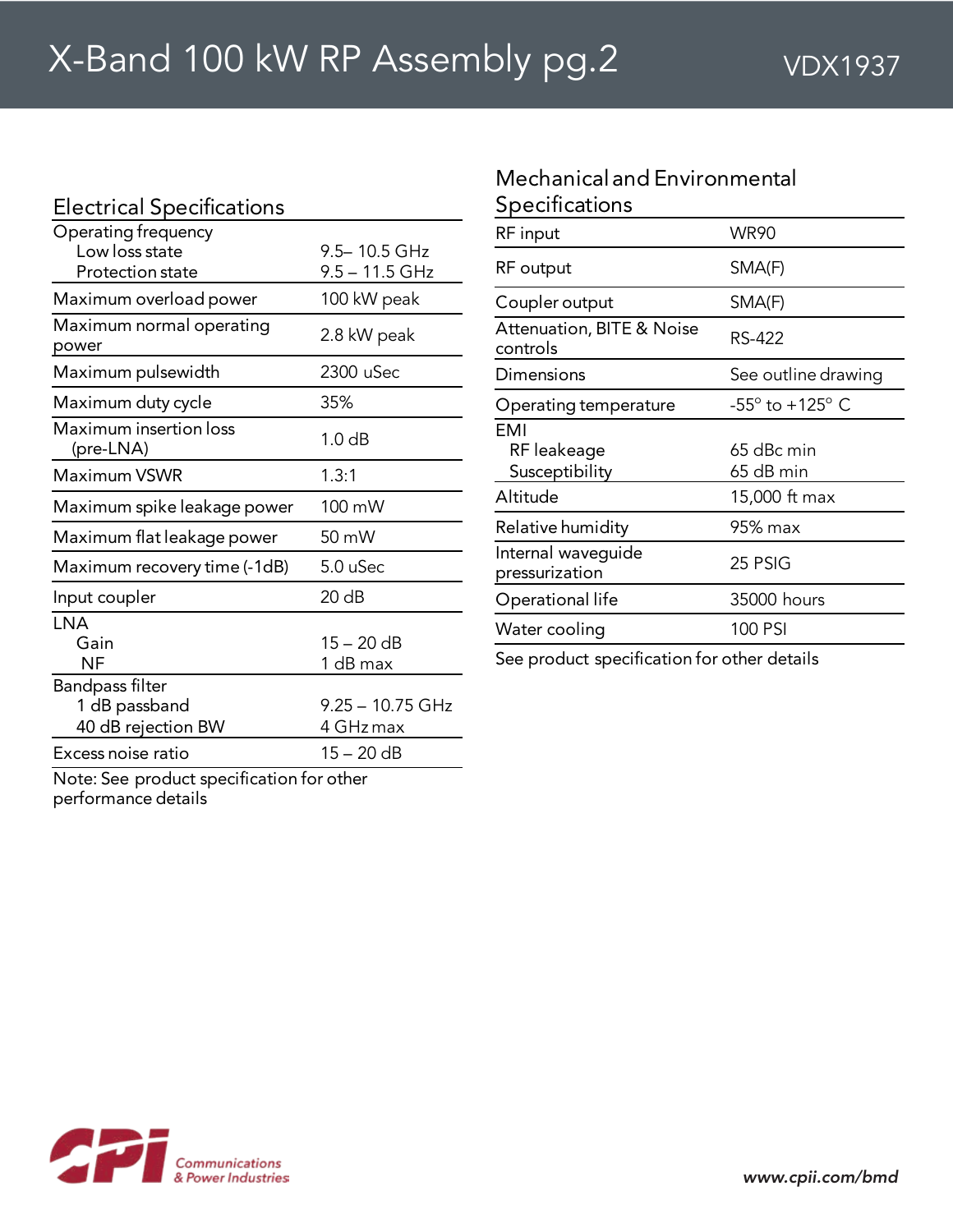# X-Band 100 kW RP Assembly pg.2

VDX1937

## Electrical Specifications

| Parameter | Value |
|---|---|
| Operating frequency<br>Low loss state<br>Protection state | <br>9.5– 10.5 GHz<br>9.5 – 11.5 GHz |
| Maximum overload power | 100 kW peak |
| Maximum normal operating power | 2.8 kW peak |
| Maximum pulsewidth | 2300 uSec |
| Maximum duty cycle | 35% |
| Maximum insertion loss (pre-LNA) | 1.0 dB |
| Maximum VSWR | 1.3:1 |
| Maximum spike leakage power | 100 mW |
| Maximum flat leakage power | 50 mW |
| Maximum recovery time (-1dB) | 5.0 uSec |
| Input coupler | 20 dB |
| LNA<br>Gain<br>NF | <br>15 – 20 dB<br>1 dB max |
| Bandpass filter<br>1 dB passband<br>40 dB rejection BW | <br>9.25 – 10.75 GHz<br>4 GHz max |
| Excess noise ratio | 15 – 20 dB |

Note: See product specification for other performance details

## Mechanical and Environmental Specifications

| Parameter | Value |
|---|---|
| RF input | WR90 |
| RF output | SMA(F) |
| Coupler output | SMA(F) |
| Attenuation, BITE & Noise controls | RS-422 |
| Dimensions | See outline drawing |
| Operating temperature | -55° to +125° C |
| EMI<br>RF leakeage<br>Susceptibility | <br>65 dBc min<br>65 dB min |
| Altitude | 15,000 ft max |
| Relative humidity | 95% max |
| Internal waveguide pressurization | 25 PSIG |
| Operational life | 35000 hours |
| Water cooling | 100 PSI |

See product specification for other details

CPI Communications & Power Industries

www.cpii.com/bmd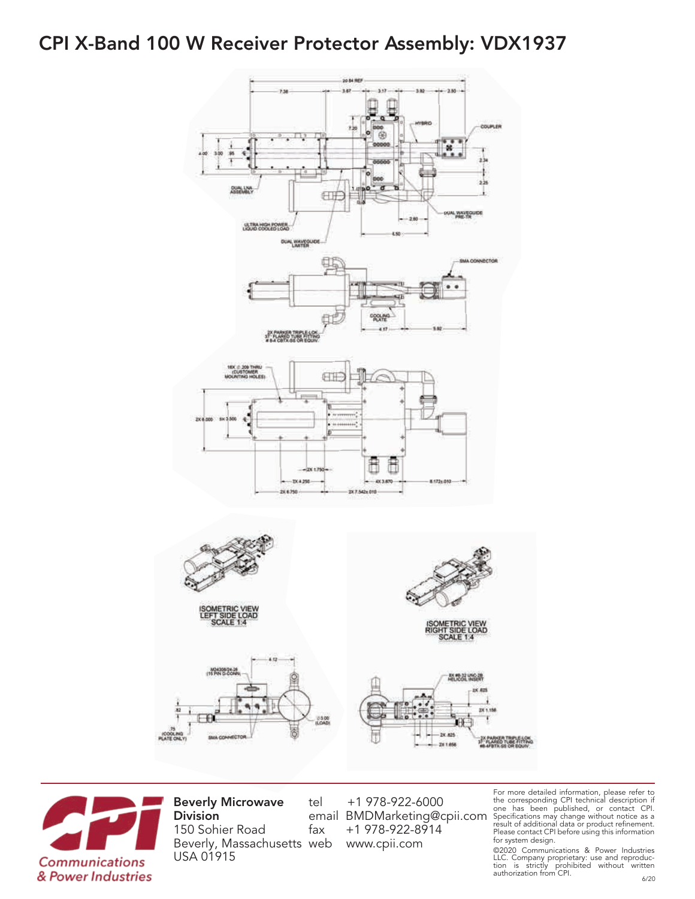# CPI X-Band 100 W Receiver Protector Assembly: VDX1937

20.84 REF

7.38 3.67 3.17 3.92 2.50

HYBRID

COUPLER

7.20

4.00 3.00 .95

2.34

2.25

DUAL LNA ASSEMBLY

1.12

DUAL WAVEGUIDE PRE-TR

2.80

4.50

ULTRA HIGH POWER LIQUID COOLED LOAD

DUAL WAVEGUIDE LIMITER

SMA CONNECTOR

COOLING PLATE

4.17 5.92

2X PARKER TRIPLE-LOK 37° FLARED TUBE FITTING #8-4 CBTX-SS OR EQUIV.

16X ∅ .209 THRU (CUSTOMER MOUNTING HOLES)

2X 6.000 6X 3.500

2X 1.750

2X 4.250 4X 3.870 8.172±.010

2X 6.750 2X 7.542±.010

ISOMETRIC VIEW LEFT SIDE LOAD SCALE 1:4

ISOMETRIC VIEW RIGHT SIDE LOAD SCALE 1:4

4.12

M24308/24-26 (15 PIN D-CONN)

.82

.75 (COOLING PLATE ONLY)

SMA CONNECTOR

∅3.00 (LOAD)

8X #8-32 UNC-2B HELICOIL INSERT

2X .825

2X 1.156

2X .825

2X 1.656

2X PARKER TRIPLE-LOK 37° FLARED TUBE FITTING #8-4FBTX-SS OR EQUIV.

Communications & Power Industries

**Beverly Microwave Division**
150 Sohier Road
Beverly, Massachusetts
USA 01915

tel +1 978-922-6000
email BMDMarketing@cpii.com
fax +1 978-922-8914
web www.cpii.com

For more detailed information, please refer to the corresponding CPI technical description if one has been published, or contact CPI. Specifications may change without notice as a result of additional data or product refinement. Please contact CPI before using this information for system design.

©2020 Communications & Power Industries LLC. Company proprietary: use and reproduction is strictly prohibited without written authorization from CPI.

6/20